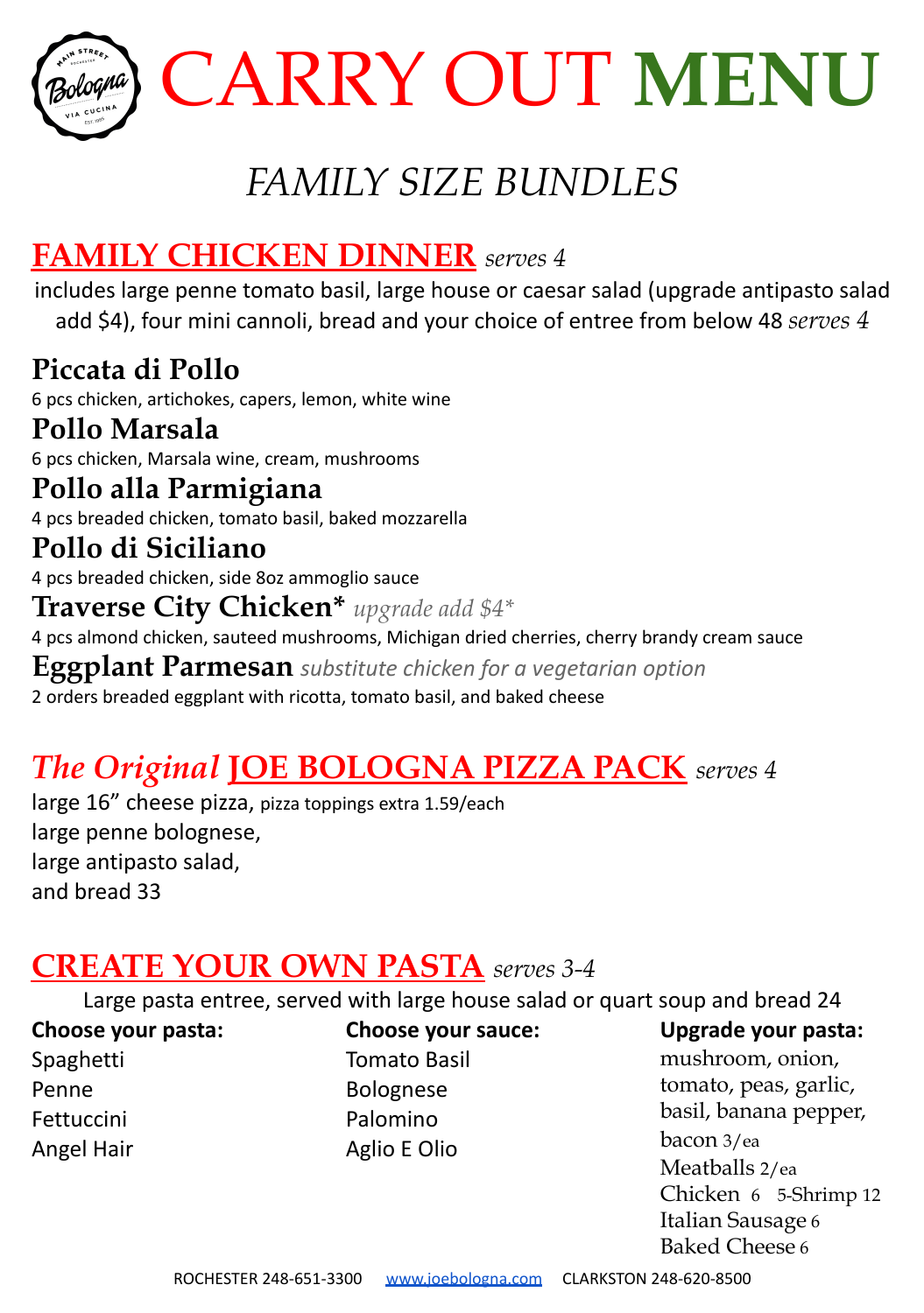# CARRY OUT MENU

## *FAMILY SIZE BUNDLES*

## FAMILY CHICKEN DINNER *serves 4*

includes large penne tomato basil, large house or caesar salad (upgrade antipasto salad add $4), four mini cannoli, bread and your choice of entree from below 48 *serves 4*

**Piccata di Pollo**
6 pcs chicken, artichokes, capers, lemon, white wine

**Pollo Marsala**
6 pcs chicken, Marsala wine, cream, mushrooms

**Pollo alla Parmigiana**
4 pcs breaded chicken, tomato basil, baked mozzarella

**Pollo di Siciliano**
4 pcs breaded chicken, side 8oz ammoglio sauce

**Traverse City Chicken*** *upgrade add $4**
4 pcs almond chicken, sauteed mushrooms, Michigan dried cherries, cherry brandy cream sauce

**Eggplant Parmesan** *substitute chicken for a vegetarian option*
2 orders breaded eggplant with ricotta, tomato basil, and baked cheese

## *The Original* JOE BOLOGNA PIZZA PACK *serves 4*

large 16" cheese pizza, pizza toppings extra 1.59/each
large penne bolognese,
large antipasto salad,
and bread 33

## CREATE YOUR OWN PASTA *serves 3-4*

Large pasta entree, served with large house salad or quart soup and bread 24

**Choose your pasta:**
- Spaghetti
- Penne
- Fettuccini
- Angel Hair

**Choose your sauce:**
- Tomato Basil
- Bolognese
- Palomino
- Aglio E Olio

**Upgrade your pasta:**
mushroom, onion, tomato, peas, garlic, basil, banana pepper, bacon 3/ea
Meatballs 2/ea
Chicken 6 5-Shrimp 12
Italian Sausage 6
Baked Cheese 6

ROCHESTER 248-651-3300 www.joebologna.com CLARKSTON 248-620-8500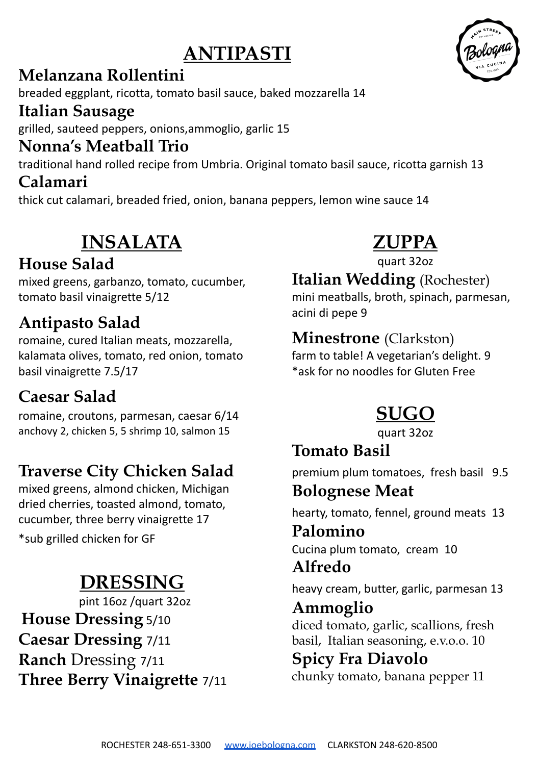# ANTIPASTI

### Melanzana Rollentini
breaded eggplant, ricotta, tomato basil sauce, baked mozzarella 14

### Italian Sausage
grilled, sauteed peppers, onions,ammoglio, garlic 15

### Nonna's Meatball Trio
traditional hand rolled recipe from Umbria. Original tomato basil sauce, ricotta garnish 13

### Calamari
thick cut calamari, breaded fried, onion, banana peppers, lemon wine sauce 14

# INSALATA

### House Salad
mixed greens, garbanzo, tomato, cucumber, tomato basil vinaigrette 5/12

### Antipasto Salad
romaine, cured Italian meats, mozzarella, kalamata olives, tomato, red onion, tomato basil vinaigrette 7.5/17

### Caesar Salad
romaine, croutons, parmesan, caesar 6/14
anchovy 2, chicken 5, 5 shrimp 10, salmon 15

### Traverse City Chicken Salad
mixed greens, almond chicken, Michigan dried cherries, toasted almond, tomato, cucumber, three berry vinaigrette 17

*sub grilled chicken for GF

# DRESSING

pint 16oz /quart 32oz

**House Dressing** 5/10
**Caesar Dressing** 7/11
**Ranch** Dressing 7/11
**Three Berry Vinaigrette** 7/11

# ZUPPA

quart 32oz

### Italian Wedding (Rochester)
mini meatballs, broth, spinach, parmesan, acini di pepe 9

### Minestrone (Clarkston)
farm to table! A vegetarian's delight. 9
*ask for no noodles for Gluten Free

# SUGO

quart 32oz

### Tomato Basil
premium plum tomatoes, fresh basil 9.5

### Bolognese Meat
hearty, tomato, fennel, ground meats 13

### Palomino
Cucina plum tomato, cream 10

### Alfredo
heavy cream, butter, garlic, parmesan 13

### Ammoglio
diced tomato, garlic, scallions, fresh basil, Italian seasoning, e.v.o.o. 10

### Spicy Fra Diavolo
chunky tomato, banana pepper 11

ROCHESTER 248-651-3300 www.joebologna.com CLARKSTON 248-620-8500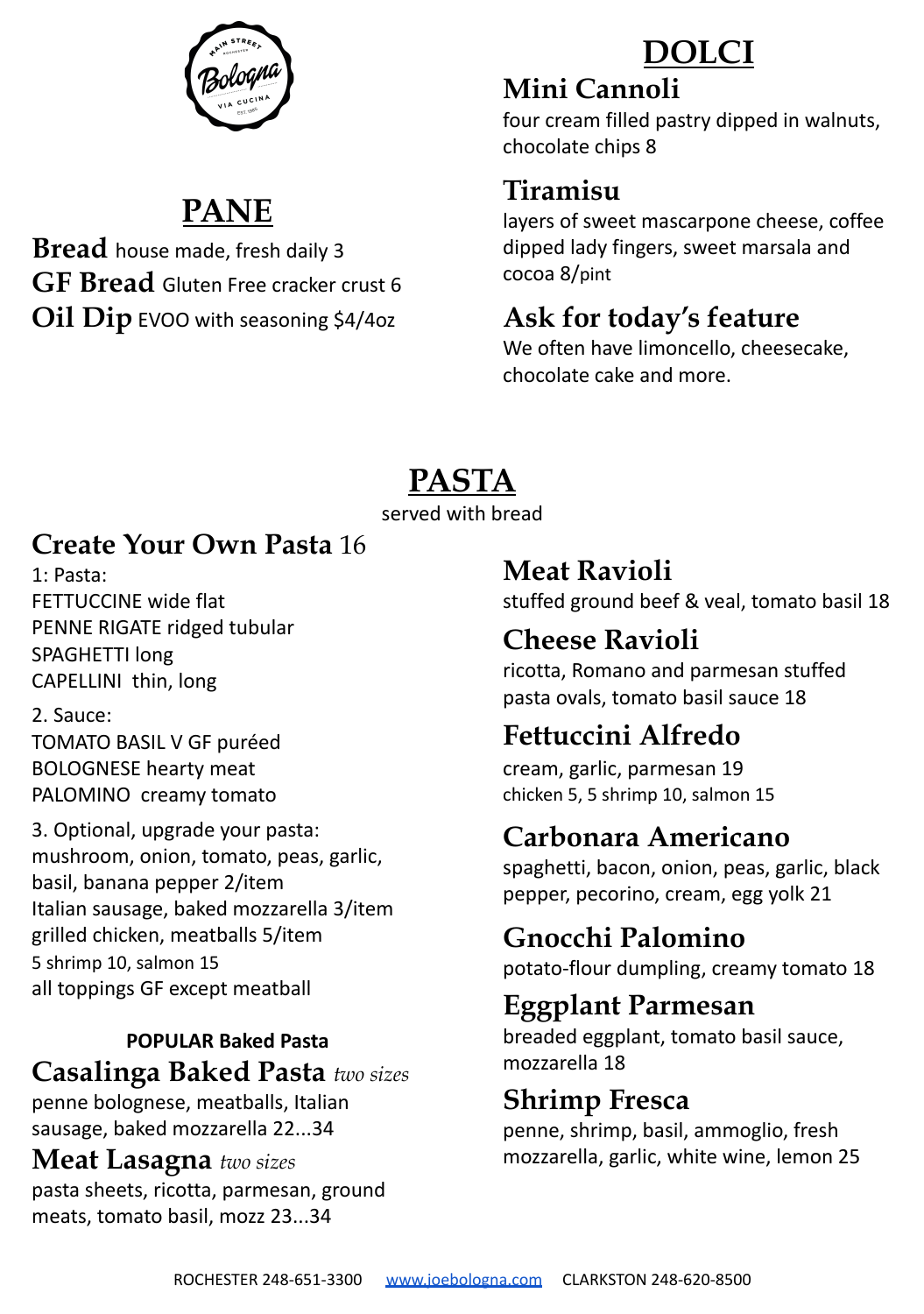## PANE

**Bread** house made, fresh daily 3

**GF Bread** Gluten Free cracker crust 6

**Oil Dip** EVOO with seasoning $4/4oz

## DOLCI

### Mini Cannoli
four cream filled pastry dipped in walnuts, chocolate chips 8

### Tiramisu
layers of sweet mascarpone cheese, coffee dipped lady fingers, sweet marsala and cocoa 8/pint

### Ask for today's feature
We often have limoncello, cheesecake, chocolate cake and more.

## PASTA

served with bread

### Create Your Own Pasta 16

1: Pasta:
FETTUCCINE wide flat
PENNE RIGATE ridged tubular
SPAGHETTI long
CAPELLINI thin, long

2. Sauce:
TOMATO BASIL V GF puréed
BOLOGNESE hearty meat
PALOMINO creamy tomato

3. Optional, upgrade your pasta:
mushroom, onion, tomato, peas, garlic, basil, banana pepper 2/item
Italian sausage, baked mozzarella 3/item
grilled chicken, meatballs 5/item
5 shrimp 10, salmon 15
all toppings GF except meatball

**POPULAR Baked Pasta**

### Casalinga Baked Pasta *two sizes*
penne bolognese, meatballs, Italian sausage, baked mozzarella 22...34

### Meat Lasagna *two sizes*
pasta sheets, ricotta, parmesan, ground meats, tomato basil, mozz 23...34

### Meat Ravioli
stuffed ground beef & veal, tomato basil 18

### Cheese Ravioli
ricotta, Romano and parmesan stuffed pasta ovals, tomato basil sauce 18

### Fettuccini Alfredo
cream, garlic, parmesan 19
chicken 5, 5 shrimp 10, salmon 15

### Carbonara Americano
spaghetti, bacon, onion, peas, garlic, black pepper, pecorino, cream, egg yolk 21

### Gnocchi Palomino
potato-flour dumpling, creamy tomato 18

### Eggplant Parmesan
breaded eggplant, tomato basil sauce, mozzarella 18

### Shrimp Fresca
penne, shrimp, basil, ammoglio, fresh mozzarella, garlic, white wine, lemon 25

ROCHESTER 248-651-3300 www.joebologna.com CLARKSTON 248-620-8500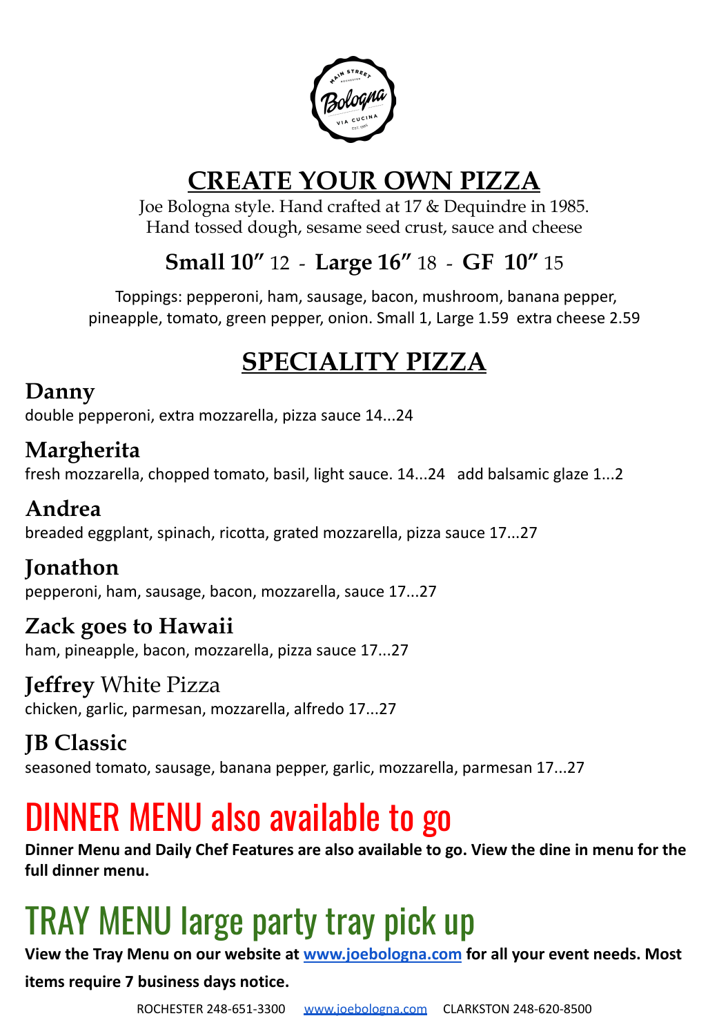# CREATE YOUR OWN PIZZA

Joe Bologna style. Hand crafted at 17 & Dequindre in 1985.
Hand tossed dough, sesame seed crust, sauce and cheese

**Small 10"** 12 - **Large 16"** 18 - **GF 10"** 15

Toppings: pepperoni, ham, sausage, bacon, mushroom, banana pepper, pineapple, tomato, green pepper, onion. Small 1, Large 1.59 extra cheese 2.59

# SPECIALITY PIZZA

### Danny
double pepperoni, extra mozzarella, pizza sauce 14...24

### Margherita
fresh mozzarella, chopped tomato, basil, light sauce. 14...24 add balsamic glaze 1...2

### Andrea
breaded eggplant, spinach, ricotta, grated mozzarella, pizza sauce 17...27

### Jonathon
pepperoni, ham, sausage, bacon, mozzarella, sauce 17...27

### Zack goes to Hawaii
ham, pineapple, bacon, mozzarella, pizza sauce 17...27

### Jeffrey White Pizza
chicken, garlic, parmesan, mozzarella, alfredo 17...27

### JB Classic
seasoned tomato, sausage, banana pepper, garlic, mozzarella, parmesan 17...27

# DINNER MENU also available to go

**Dinner Menu and Daily Chef Features are also available to go. View the dine in menu for the full dinner menu.**

# TRAY MENU large party tray pick up

**View the Tray Menu on our website at www.joebologna.com for all your event needs. Most items require 7 business days notice.**

ROCHESTER 248-651-3300 www.joebologna.com CLARKSTON 248-620-8500